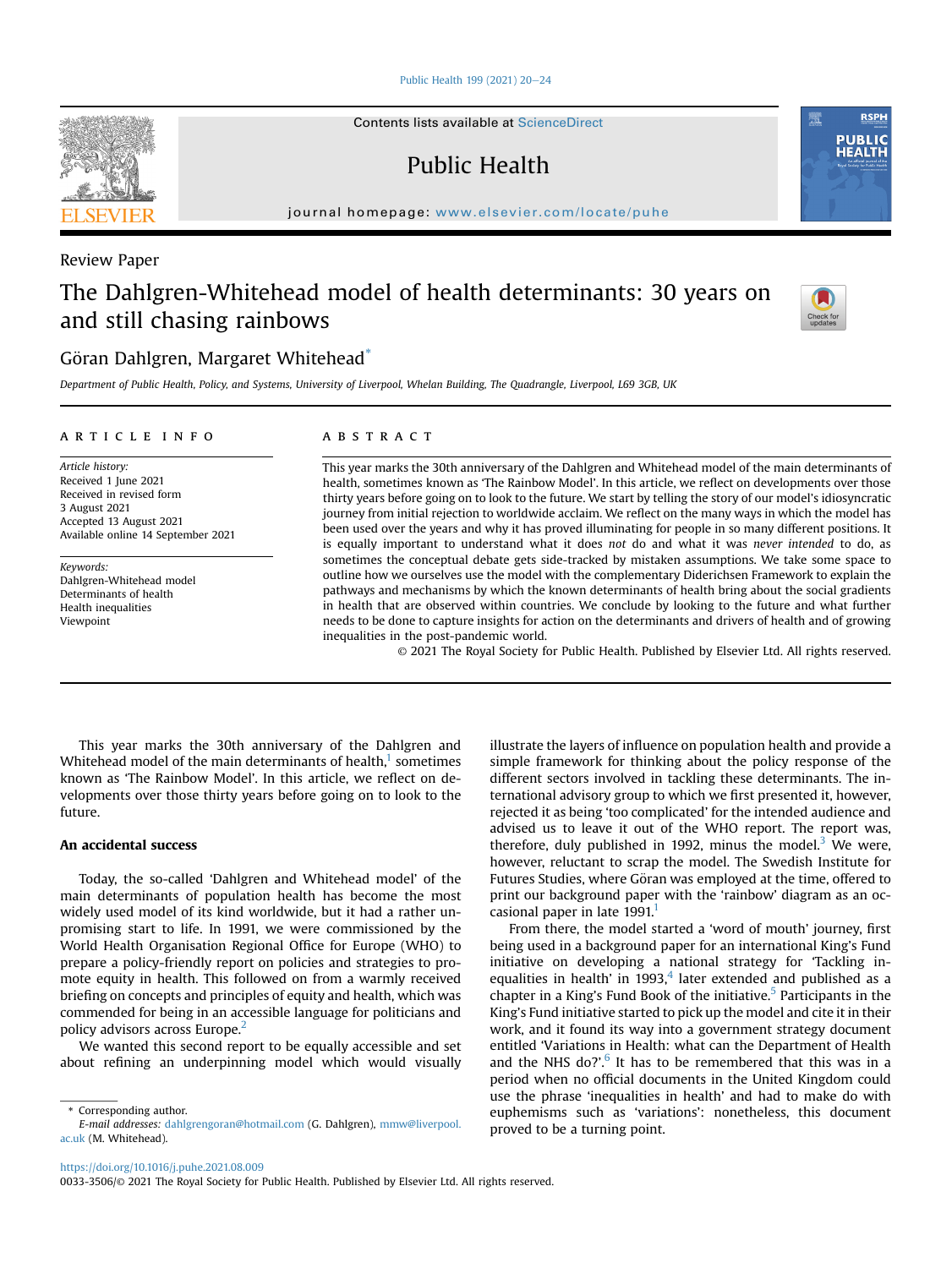Review Paper

# The Dahlgren-Whitehead model of health determinants: 30 years on and still chasing rainbows

Göran Dahlgren, Margaret Whitehead*

*Department of Public Health, Policy, and Systems, University of Liverpool, Whelan Building, The Quadrangle, Liverpool, L69 3GB, UK*

## ARTICLE INFO

*Article history:*
Received 1 June 2021
Received in revised form
3 August 2021
Accepted 13 August 2021
Available online 14 September 2021

*Keywords:*
Dahlgren-Whitehead model
Determinants of health
Health inequalities
Viewpoint

## ABSTRACT

This year marks the 30th anniversary of the Dahlgren and Whitehead model of the main determinants of health, sometimes known as 'The Rainbow Model'. In this article, we reflect on developments over those thirty years before going on to look to the future. We start by telling the story of our model's idiosyncratic journey from initial rejection to worldwide acclaim. We reflect on the many ways in which the model has been used over the years and why it has proved illuminating for people in so many different positions. It is equally important to understand what it does *not* do and what it was *never intended* to do, as sometimes the conceptual debate gets side-tracked by mistaken assumptions. We take some space to outline how we ourselves use the model with the complementary Diderichsen Framework to explain the pathways and mechanisms by which the known determinants of health bring about the social gradients in health that are observed within countries. We conclude by looking to the future and what further needs to be done to capture insights for action on the determinants and drivers of health and of growing inequalities in the post-pandemic world.

© 2021 The Royal Society for Public Health. Published by Elsevier Ltd. All rights reserved.

This year marks the 30th anniversary of the Dahlgren and Whitehead model of the main determinants of health,[1] sometimes known as 'The Rainbow Model'. In this article, we reflect on developments over those thirty years before going on to look to the future.

## An accidental success

Today, the so-called 'Dahlgren and Whitehead model' of the main determinants of population health has become the most widely used model of its kind worldwide, but it had a rather unpromising start to life. In 1991, we were commissioned by the World Health Organisation Regional Office for Europe (WHO) to prepare a policy-friendly report on policies and strategies to promote equity in health. This followed on from a warmly received briefing on concepts and principles of equity and health, which was commended for being in an accessible language for politicians and policy advisors across Europe.[2]

We wanted this second report to be equally accessible and set about refining an underpinning model which would visually illustrate the layers of influence on population health and provide a simple framework for thinking about the policy response of the different sectors involved in tackling these determinants. The international advisory group to which we first presented it, however, rejected it as being 'too complicated' for the intended audience and advised us to leave it out of the WHO report. The report was, therefore, duly published in 1992, minus the model.[3] We were, however, reluctant to scrap the model. The Swedish Institute for Futures Studies, where Göran was employed at the time, decided to print our background paper with the 'rainbow' diagram as an occasional paper in late 1991.[1]

From there, the model started a 'word of mouth' journey, first being used in a background paper for an international King's Fund initiative on developing a national strategy for 'Tackling inequalities in health' in 1993,[4] later extended and published as a chapter in a King's Fund Book of the initiative.[5] Participants in the King's Fund initiative started to pick up the model and cite it in their work, and it found its way into a government strategy document entitled 'Variations in Health: what can the Department of Health and the NHS do?'.[6] It has to be remembered that this was in a period when no official documents in the United Kingdom could use the phrase 'inequalities in health' and had to make do with euphemisms such as 'variations': nonetheless, this document proved to be a turning point.

\* Corresponding author.
*E-mail addresses:* dahlgrengoran@hotmail.com (G. Dahlgren), mmw@liverpool.ac.uk (M. Whitehead).

https://doi.org/10.1016/j.puhe.2021.08.009
0033-3506/© 2021 The Royal Society for Public Health. Published by Elsevier Ltd. All rights reserved.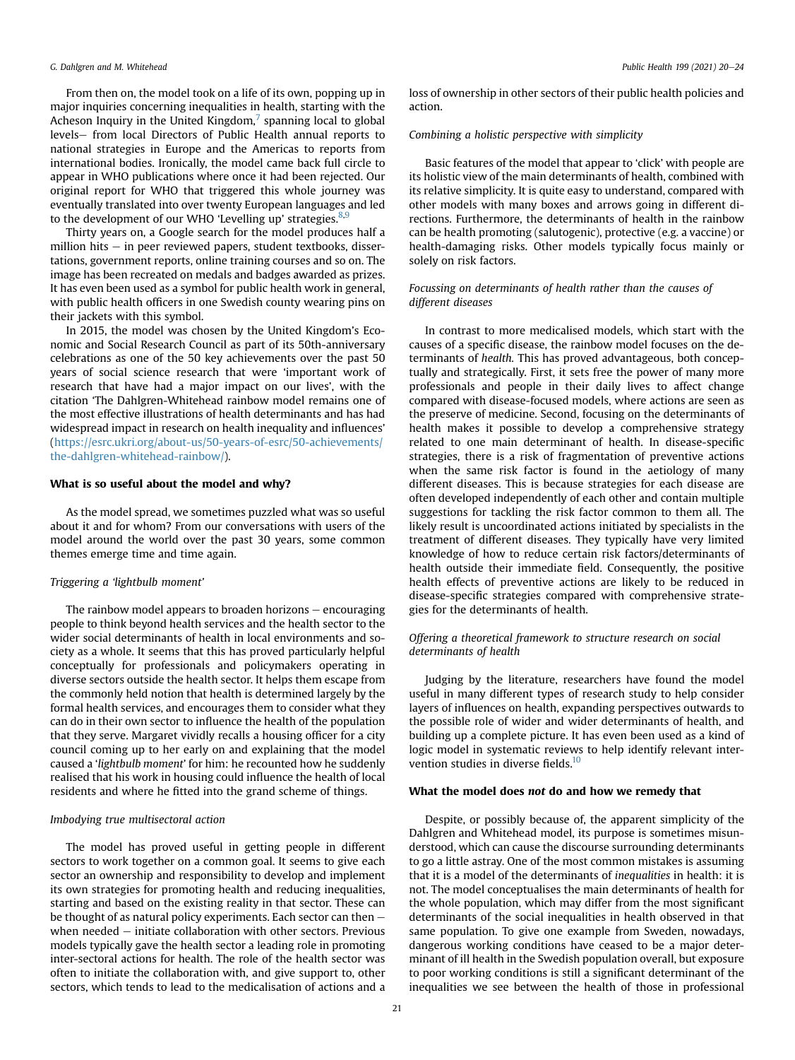From then on, the model took on a life of its own, popping up in major inquiries concerning inequalities in health, starting with the Acheson Inquiry in the United Kingdom,[7] spanning local to global levels— from local Directors of Public Health annual reports to national strategies in Europe and the Americas to reports from international bodies. Ironically, the model came back full circle to appear in WHO publications where once it had been rejected. Our original report for WHO that triggered this whole journey was eventually translated into over twenty European languages and led to the development of our WHO 'Levelling up' strategies.[8,9]

Thirty years on, a Google search for the model produces half a million hits – in peer reviewed papers, student textbooks, dissertations, government reports, online training courses and so on. The image has been recreated on medals and badges awarded as prizes. It has even been used as a symbol for public health work in general, with public health officers in one Swedish county wearing pins on their jackets with this symbol.

In 2015, the model was chosen by the United Kingdom's Economic and Social Research Council as part of its 50th-anniversary celebrations as one of the 50 key achievements over the past 50 years of social science research that were 'important work of research that have had a major impact on our lives', with the citation 'The Dahlgren-Whitehead rainbow model remains one of the most effective illustrations of health determinants and has had widespread impact in research on health inequality and influences' (https://esrc.ukri.org/about-us/50-years-of-esrc/50-achievements/the-dahlgren-whitehead-rainbow/).

## What is so useful about the model and why?

As the model spread, we sometimes puzzled what was so useful about it and for whom? From our conversations with users of the model around the world over the past 30 years, some common themes emerge time and time again.

### *Triggering a 'lightbulb moment'*

The rainbow model appears to broaden horizons – encouraging people to think beyond health services and the health sector to the wider social determinants of health in local environments and society as a whole. It seems that this has proved particularly helpful conceptually for professionals and policymakers operating in diverse sectors outside the health sector. It helps them escape from the commonly held notion that health is determined largely by the formal health services, and encourages them to consider what they can do in their own sector to influence the health of the population that they serve. Margaret vividly recalls a housing officer for a city council coming up to her early on and explaining that the model caused a '*lightbulb moment*' for him: he recounted how he suddenly realised that his work in housing could influence the health of local residents and where he fitted into the grand scheme of things.

### *Imbodying true multisectoral action*

The model has proved useful in getting people in different sectors to work together on a common goal. It seems to give each sector an ownership and responsibility to develop and implement its own strategies for promoting health and reducing inequalities, starting and based on the existing reality in that sector. These can be thought of as natural policy experiments. Each sector can then – when needed – initiate collaboration with other sectors. Previous models typically gave the health sector a leading role in promoting inter-sectoral actions for health. The role of the health sector was often to initiate the collaboration with, and give support to, other sectors, which tends to lead to the medicalisation of actions and a loss of ownership in other sectors of their public health policies and action.

### *Combining a holistic perspective with simplicity*

Basic features of the model that appear to 'click' with people are its holistic view of the main determinants of health, combined with its relative simplicity. It is quite easy to understand, compared with other models with many boxes and arrows going in different directions. Furthermore, the determinants of health in the rainbow can be health promoting (salutogenic), protective (e.g. a vaccine) or health-damaging risks. Other models typically focus mainly or solely on risk factors.

### *Focussing on determinants of health rather than the causes of different diseases*

In contrast to more medicalised models, which start with the causes of a specific disease, the rainbow model focuses on the determinants of *health*. This has proved advantageous, both conceptually and strategically. First, it sets free the power of many more professionals and people in their daily lives to affect change compared with disease-focused models, where actions are seen as the preserve of medicine. Second, focusing on the determinants of health makes it possible to develop a comprehensive strategy related to one main determinant of health. In disease-specific strategies, there is a risk of fragmentation of preventive actions when the same risk factor is found in the aetiology of many different diseases. This is because strategies for each disease are often developed independently of each other and contain multiple suggestions for tackling the risk factor common to them all. The likely result is uncoordinated actions initiated by specialists in the treatment of different diseases. They typically have very limited knowledge of how to reduce certain risk factors/determinants of health outside their immediate field. Consequently, the positive health effects of preventive actions are likely to be reduced in disease-specific strategies compared with comprehensive strategies for the determinants of health.

### *Offering a theoretical framework to structure research on social determinants of health*

Judging by the literature, researchers have found the model useful in many different types of research study to help consider layers of influences on health, expanding perspectives outwards to the possible role of wider and wider determinants of health, and building up a complete picture. It has even been used as a kind of logic model in systematic reviews to help identify relevant intervention studies in diverse fields.[10]

## What the model does *not* do and how we remedy that

Despite, or possibly because of, the apparent simplicity of the Dahlgren and Whitehead model, its purpose is sometimes misunderstood, which can cause the discourse surrounding determinants to go a little astray. One of the most common mistakes is assuming that it is a model of the determinants of *inequalities* in health: it is not. The model conceptualises the main determinants of health for the whole population, which may differ from the most significant determinants of the social inequalities in health observed in that same population. To give one example from Sweden, nowadays, dangerous working conditions have ceased to be a major determinant of ill health in the Swedish population overall, but exposure to poor working conditions is still a significant determinant of the inequalities we see between the health of those in professional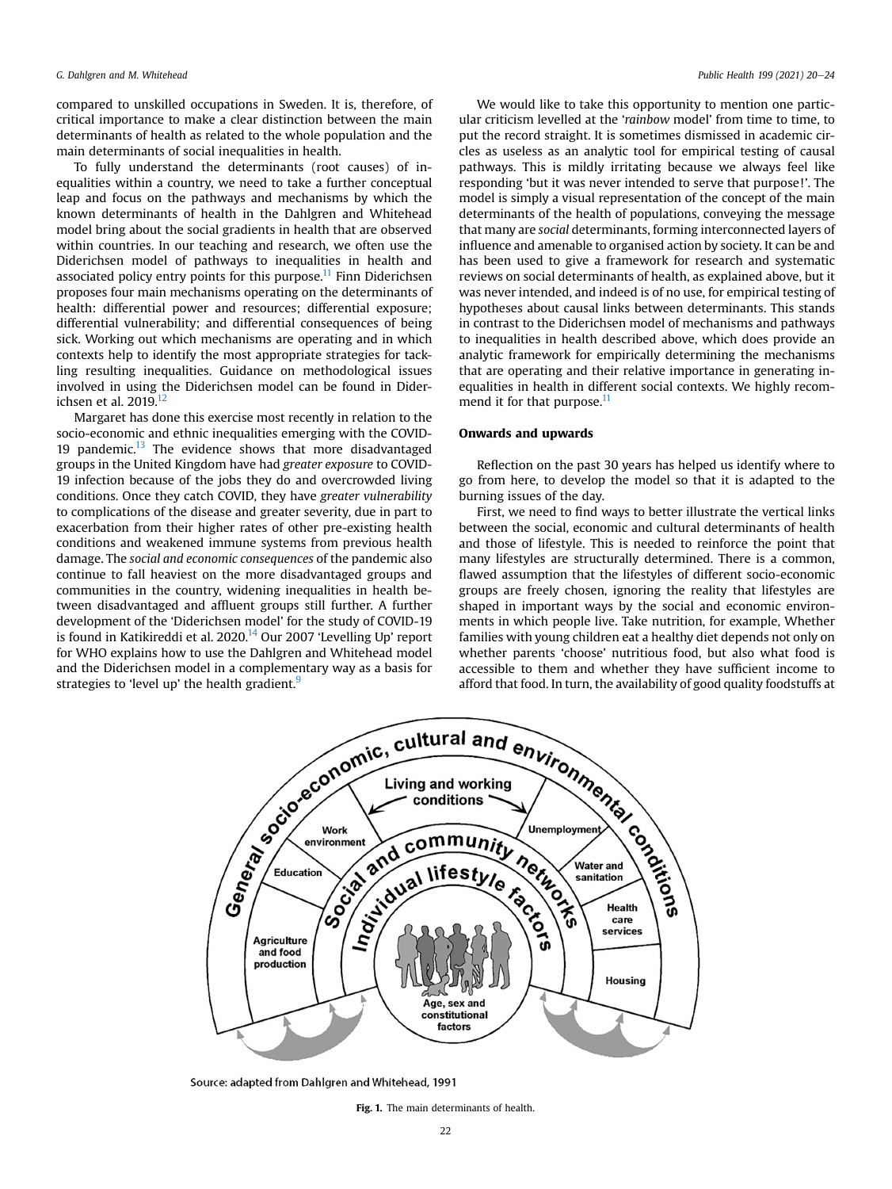compared to unskilled occupations in Sweden. It is, therefore, of critical importance to make a clear distinction between the main determinants of health as related to the whole population and the main determinants of social inequalities in health.

To fully understand the determinants (root causes) of inequalities within a country, we need to take a further conceptual leap and focus on the pathways and mechanisms by which the known determinants of health in the Dahlgren and Whitehead model bring about the social gradients in health that are observed within countries. In our teaching and research, we often use the Diderichsen model of pathways to inequalities in health and associated policy entry points for this purpose.[11] Finn Diderichsen proposes four main mechanisms operating on the determinants of health: differential power and resources; differential exposure; differential vulnerability; and differential consequences of being sick. Working out which mechanisms are operating and in which contexts help to identify the most appropriate strategies for tackling resulting inequalities. Guidance on methodological issues involved in using the Diderichsen model can be found in Diderichsen et al. 2019.[12]

Margaret has done this exercise most recently in relation to the socio-economic and ethnic inequalities emerging with the COVID-19 pandemic.[13] The evidence shows that more disadvantaged groups in the United Kingdom have had *greater exposure* to COVID-19 infection because of the jobs they do and overcrowded living conditions. Once they catch COVID, they have *greater vulnerability* to complications of the disease and greater severity, due in part to exacerbation from their higher rates of other pre-existing health conditions and weakened immune systems from previous health damage. The *social and economic consequences* of the pandemic also continue to fall heaviest on the more disadvantaged groups and communities in the country, widening inequalities in health between disadvantaged and affluent groups still further. A further development of the 'Diderichsen model' for the study of COVID-19 is found in Katikireddi et al. 2020.[14] Our 2007 'Levelling Up' report for WHO explains how to use the Dahlgren and Whitehead model and the Diderichsen model in a complementary way as a basis for strategies to 'level up' the health gradient.[9]

We would like to take this opportunity to mention one particular criticism levelled at the '*rainbow* model' from time to time, to put the record straight. It is sometimes dismissed in academic circles as useless as an analytic tool for empirical testing of causal pathways. This is mildly irritating because we always feel like responding 'but it was never intended to serve that purpose!'. The model is simply a visual representation of the concept of the main determinants of the health of populations, conveying the message that many are *social* determinants, forming interconnected layers of influence and amenable to organised action by society. It can be and has been used to give a framework for research and systematic reviews on social determinants of health, as explained above, but it was never intended, and indeed is of no use, for empirical testing of hypotheses about causal links between determinants. This stands in contrast to the Diderichsen model of mechanisms and pathways to inequalities in health described above, which does provide an analytic framework for empirically determining the mechanisms that are operating and their relative importance in generating inequalities in health in different social contexts. We highly recommend it for that purpose.[11]

## Onwards and upwards

Reflection on the past 30 years has helped us identify where to go from here, to develop the model so that it is adapted to the burning issues of the day.

First, we need to find ways to better illustrate the vertical links between the social, economic and cultural determinants of health and those of lifestyle. This is needed to reinforce the point that many lifestyles are structurally determined. There is a common, flawed assumption that the lifestyles of different socio-economic groups are freely chosen, ignoring the reality that lifestyles are shaped in important ways by the social and economic environments in which people live. Take nutrition, for example, Whether families with young children eat a healthy diet depends not only on whether parents 'choose' nutritious food, but also what food is accessible to them and whether they have sufficient income to afford that food. In turn, the availability of good quality foodstuffs at

Source: adapted from Dahlgren and Whitehead, 1991

**Fig. 1.** The main determinants of health.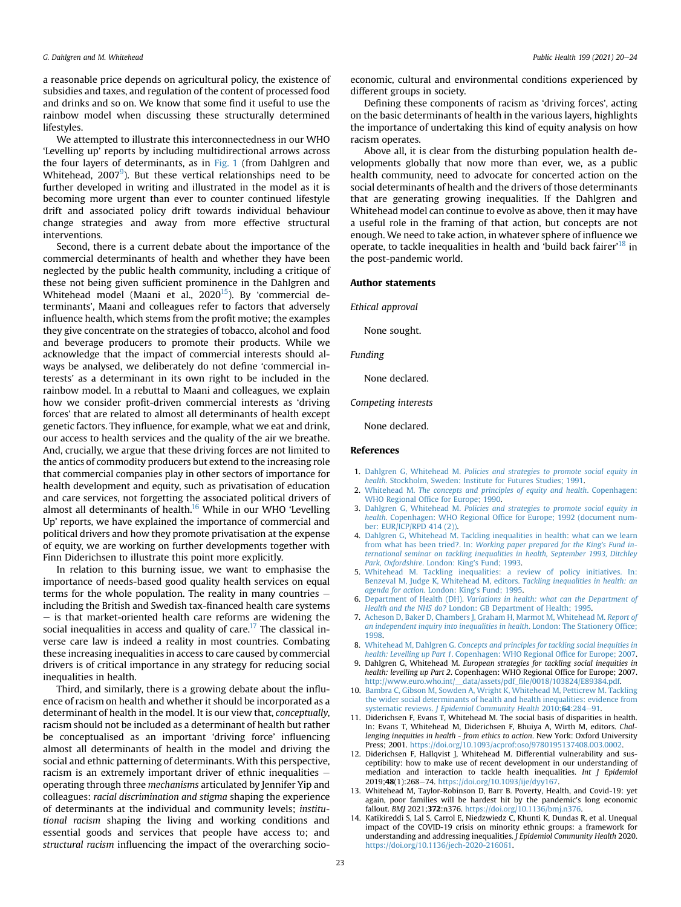a reasonable price depends on agricultural policy, the existence of subsidies and taxes, and regulation of the content of processed food and drinks and so on. We know that some find it useful to use the rainbow model when discussing these structurally determined lifestyles.

We attempted to illustrate this interconnectedness in our WHO 'Levelling up' reports by including multidirectional arrows across the four layers of determinants, as in Fig. 1 (from Dahlgren and Whitehead, 2007[9]). But these vertical relationships need to be further developed in writing and illustrated in the model as it is becoming more urgent than ever to counter continued lifestyle drift and associated policy drift towards individual behaviour change strategies and away from more effective structural interventions.

Second, there is a current debate about the importance of the commercial determinants of health and whether they have been neglected by the public health community, including a critique of these not being given sufficient prominence in the Dahlgren and Whitehead model (Maani et al., 2020[15]). By 'commercial determinants', Maani and colleagues refer to factors that adversely influence health, which stems from the profit motive; the examples they give concentrate on the strategies of tobacco, alcohol and food and beverage producers to promote their products. While we acknowledge that the impact of commercial interests should always be analysed, we deliberately do not define 'commercial interests' as a determinant in its own right to be included in the rainbow model. In a rebuttal to Maani and colleagues, we explain how we consider profit-driven commercial interests as 'driving forces' that are related to almost all determinants of health except genetic factors. They influence, for example, what we eat and drink, our access to health services and the quality of the air we breathe. And, crucially, we argue that these driving forces are not limited to the antics of commodity producers but extend to the increasing role that commercial companies play in other sectors of importance for health development and equity, such as privatisation of education and care services, not forgetting the associated political drivers of almost all determinants of health.[16] While in our WHO 'Levelling Up' reports, we have explained the importance of commercial and political drivers and how they promote privatisation at the expense of equity, we are working on further developments together with Finn Diderichsen to illustrate this point more explicitly.

In relation to this burning issue, we want to emphasise the importance of needs-based good quality health services on equal terms for the whole population. The reality in many countries – including the British and Swedish tax-financed health care systems – is that market-oriented health care reforms are widening the social inequalities in access and quality of care.[17] The classical inverse care law is indeed a reality in most countries. Combating these increasing inequalities in access to care caused by commercial drivers is of critical importance in any strategy for reducing social inequalities in health.

Third, and similarly, there is a growing debate about the influence of racism on health and whether it should be incorporated as a determinant of health in the model. It is our view that, *conceptually*, racism should not be included as a determinant of health but rather be conceptualised as an important 'driving force' influencing almost all determinants of health in the model and driving the social and ethnic patterning of determinants. With this perspective, racism is an extremely important driver of ethnic inequalities – operating through three *mechanisms* articulated by Jennifer Yip and colleagues: *racial discrimination and stigma* shaping the experience of determinants at the individual and community levels; *institutional racism* shaping the living and working conditions and essential goods and services that people have access to; and *structural racism* influencing the impact of the overarching socio-economic, cultural and environmental conditions experienced by different groups in society.

Defining these components of racism as 'driving forces', acting on the basic determinants of health in the various layers, highlights the importance of undertaking this kind of equity analysis on how racism operates.

Above all, it is clear from the disturbing population health developments globally that now more than ever, we, as a public health community, need to advocate for concerted action on the social determinants of health and the drivers of those determinants that are generating growing inequalities. If the Dahlgren and Whitehead model can continue to evolve as above, then it may have a useful role in the framing of that action, but concepts are not enough. We need to take action, in whatever sphere of influence we operate, to tackle inequalities in health and 'build back fairer'[18] in the post-pandemic world.

## Author statements

*Ethical approval*

None sought.

*Funding*

None declared.

*Competing interests*

None declared.

## References

1. Dahlgren G, Whitehead M. *Policies and strategies to promote social equity in health*. Stockholm, Sweden: Institute for Futures Studies; 1991.
2. Whitehead M. *The concepts and principles of equity and health*. Copenhagen: WHO Regional Office for Europe; 1990.
3. Dahlgren G, Whitehead M. *Policies and strategies to promote social equity in health*. Copenhagen: WHO Regional Office for Europe; 1992 (document number: EUR/ICP/RPD 414 (2)).
4. Dahlgren G, Whitehead M. Tackling inequalities in health: what can we learn from what has been tried?. In: *Working paper prepared for the King's Fund international seminar on tackling inequalities in health, September 1993, Ditchley Park, Oxfordshire*. London: King's Fund; 1993.
5. Whitehead M. Tackling inequalities: a review of policy initiatives. In: Benzeval M, Judge K, Whitehead M, editors. *Tackling inequalities in health: an agenda for action*. London: King's Fund; 1995.
6. Department of Health (DH). *Variations in health: what can the Department of Health and the NHS do?* London: GB Department of Health; 1995.
7. Acheson D, Baker D, Chambers J, Graham H, Marmot M, Whitehead M. *Report of an independent inquiry into inequalities in health*. London: The Stationery Office; 1998.
8. Whitehead M, Dahlgren G. *Concepts and principles for tackling social inequities in health: Levelling up Part 1*. Copenhagen: WHO Regional Office for Europe; 2007.
9. Dahlgren G, Whitehead M. *European strategies for tackling social inequities in health: levelling up Part 2*. Copenhagen: WHO Regional Office for Europe; 2007. http://www.euro.who.int/__data/assets/pdf_file/0018/103824/E89384.pdf.
10. Bambra C, Gibson M, Sowden A, Wright K, Whitehead M, Petticrew M. Tackling the wider social determinants of health and health inequalities: evidence from systematic reviews. *J Epidemiol Community Health* 2010;**64**:284–91.
11. Diderichsen F, Evans T, Whitehead M. The social basis of disparities in health. In: Evans T, Whitehead M, Diderichsen F, Bhuiya A, Wirth M, editors. *Challenging inequities in health - from ethics to action*. New York: Oxford University Press; 2001. https://doi.org/10.1093/acprof:oso/9780195137408.003.0002.
12. Diderichsen F, Hallqvist J, Whitehead M. Differential vulnerability and susceptibility: how to make use of recent development in our understanding of mediation and interaction to tackle health inequalities. *Int J Epidemiol* 2019;**48**(1):268–74. https://doi.org/10.1093/ije/dyy167.
13. Whitehead M, Taylor-Robinson D, Barr B. Poverty, Health, and Covid-19: yet again, poor families will be hardest hit by the pandemic's long economic fallout. *BMJ* 2021;**372**:n376. https://doi.org/10.1136/bmj.n376.
14. Katikireddi S, Lal S, Carrol E, Niedzwiedz C, Khunti K, Dundas R, et al. Unequal impact of the COVID-19 crisis on minority ethnic groups: a framework for understanding and addressing inequalities. *J Epidemiol Community Health* 2020. https://doi.org/10.1136/jech-2020-216061.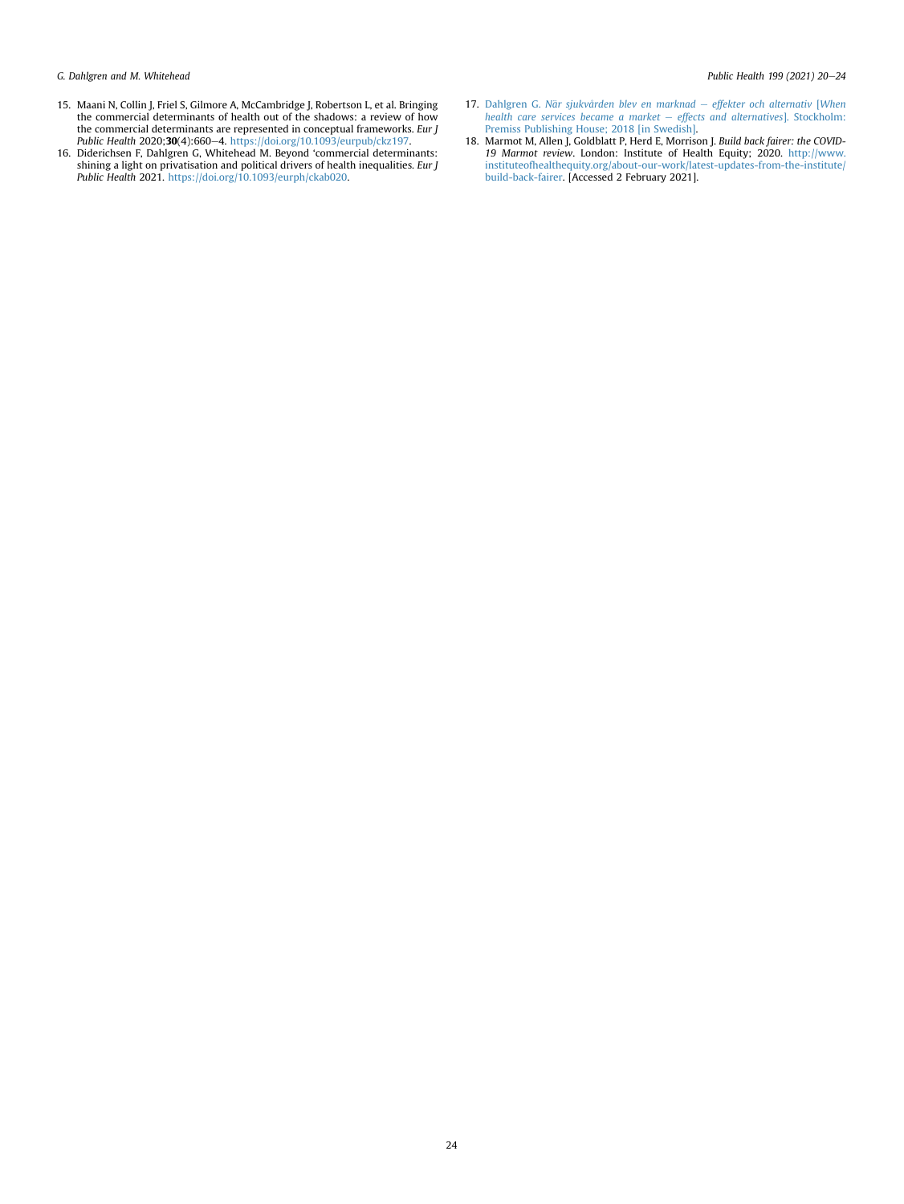15. Maani N, Collin J, Friel S, Gilmore A, McCambridge J, Robertson L, et al. Bringing the commercial determinants of health out of the shadows: a review of how the commercial determinants are represented in conceptual frameworks. *Eur J Public Health* 2020;**30**(4):660–4. https://doi.org/10.1093/eurpub/ckz197.
16. Diderichsen F, Dahlgren G, Whitehead M. Beyond 'commercial determinants: shining a light on privatisation and political drivers of health inequalities. *Eur J Public Health* 2021. https://doi.org/10.1093/eurph/ckab020.
17. Dahlgren G. *När sjukvården blev en marknad – effekter och alternativ* [*When health care services became a market – effects and alternatives*]. Stockholm: Premiss Publishing House; 2018 [in Swedish].
18. Marmot M, Allen J, Goldblatt P, Herd E, Morrison J. *Build back fairer: the COVID-19 Marmot review*. London: Institute of Health Equity; 2020. http://www.instituteofhealthequity.org/about-our-work/latest-updates-from-the-institute/build-back-fairer. [Accessed 2 February 2021].